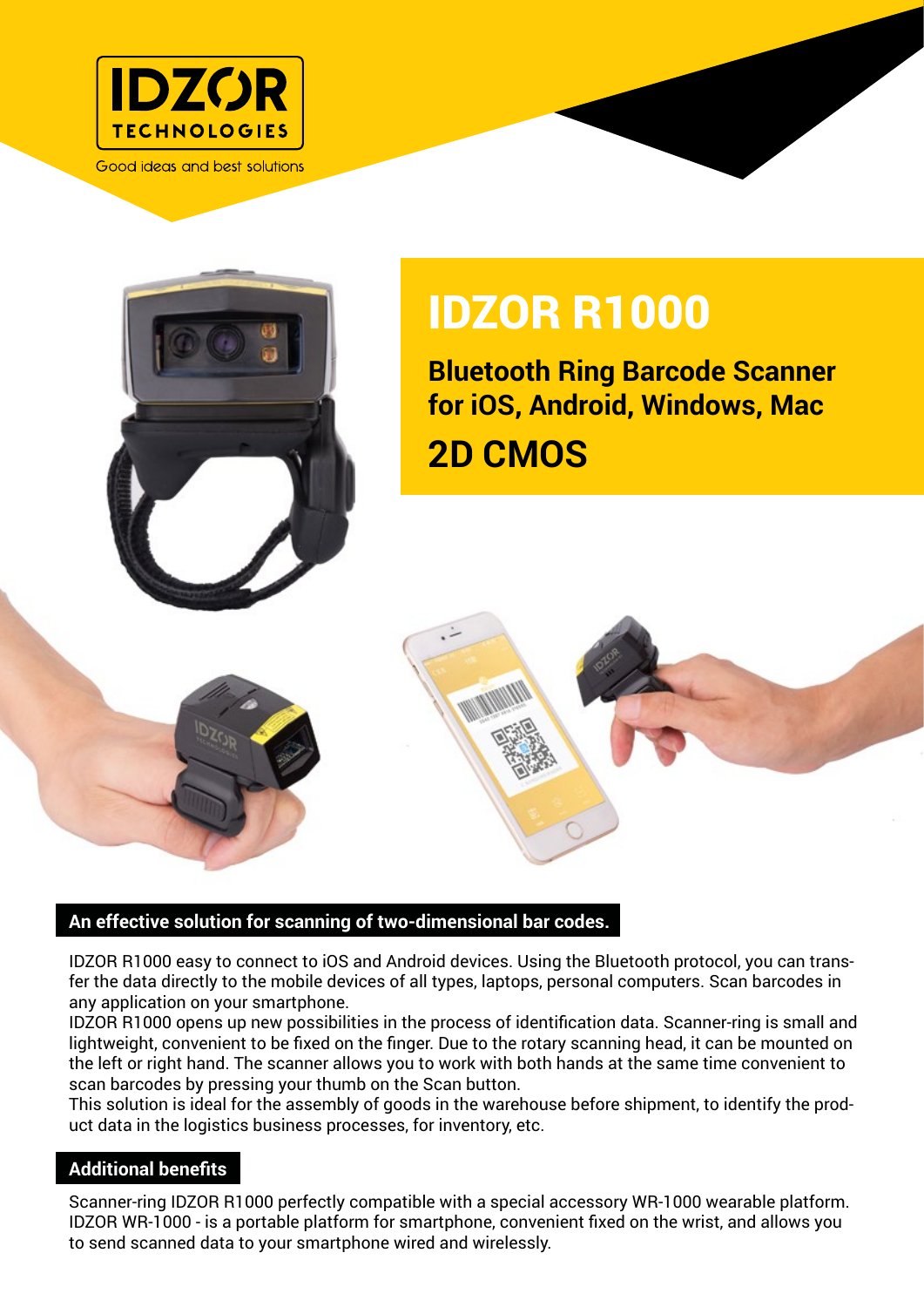IDZOR TECHNOLOGIES

Good ideas and best solutions

# IDZOR R1000

**Bluetooth Ring Barcode Scanner for iOS, Android, Windows, Mac**

## 2D CMOS

### An effective solution for scanning of two-dimensional bar codes.

IDZOR R1000 easy to connect to iOS and Android devices. Using the Bluetooth protocol, you can transfer the data directly to the mobile devices of all types, laptops, personal computers. Scan barcodes in any application on your smartphone.
IDZOR R1000 opens up new possibilities in the process of identification data. Scanner-ring is small and lightweight, convenient to be fixed on the finger. Due to the rotary scanning head, it can be mounted on the left or right hand. The scanner allows you to work with both hands at the same time convenient to scan barcodes by pressing your thumb on the Scan button.
This solution is ideal for the assembly of goods in the warehouse before shipment, to identify the product data in the logistics business processes, for inventory, etc.

### Additional benefits

Scanner-ring IDZOR R1000 perfectly compatible with a special accessory WR-1000 wearable platform. IDZOR WR-1000 - is a portable platform for smartphone, convenient fixed on the wrist, and allows you to send scanned data to your smartphone wired and wirelessly.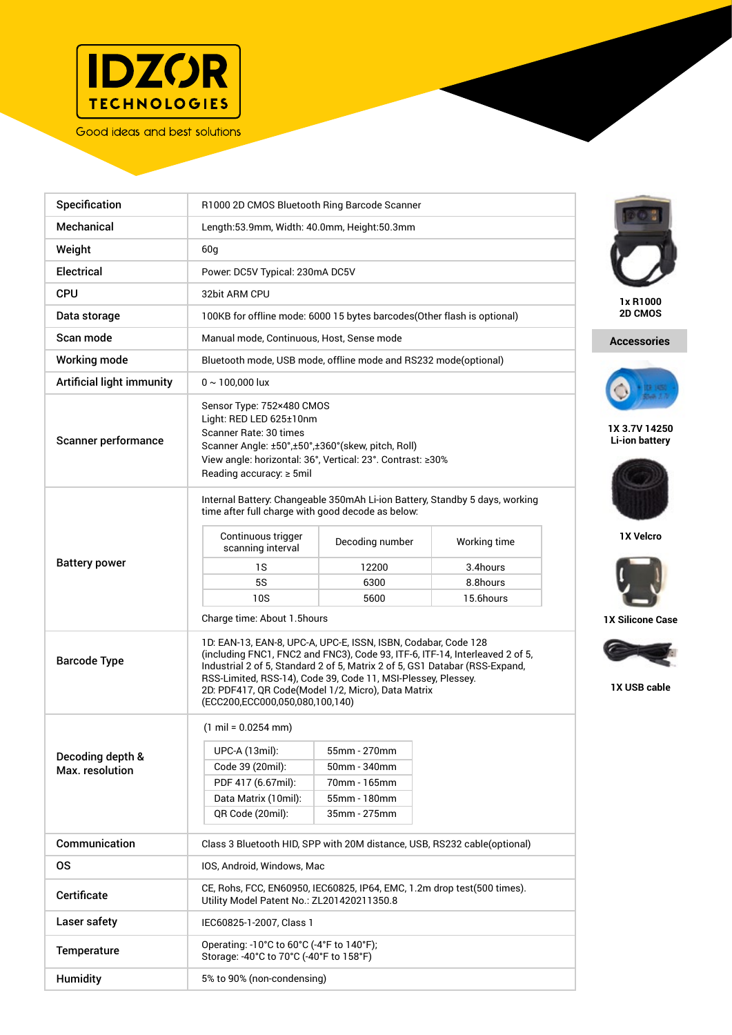IDZOR TECHNOLOGIES

Good ideas and best solutions

| | |
|---|---|
| Specification | R1000 2D CMOS Bluetooth Ring Barcode Scanner |
| Mechanical | Length:53.9mm, Width: 40.0mm, Height:50.3mm |
| Weight | 60g |
| Electrical | Power: DC5V Typical: 230mA DC5V |
| CPU | 32bit ARM CPU |
| Data storage | 100KB for offline mode: 6000 15 bytes barcodes(Other flash is optional) |
| Scan mode | Manual mode, Continuous, Host, Sense mode |
| Working mode | Bluetooth mode, USB mode, offline mode and RS232 mode(optional) |
| Artificial light immunity | 0 ~ 100,000 lux |
| Scanner performance | Sensor Type: 752×480 CMOS<br>Light: RED LED 625±10nm<br>Scanner Rate: 30 times<br>Scanner Angle: ±50°,±50°,±360°(skew, pitch, Roll)<br>View angle: horizontal: 36°, Vertical: 23°. Contrast: ≥30%<br>Reading accuracy: ≥ 5mil |
| Battery power | Internal Battery: Changeable 350mAh Li-ion Battery, Standby 5 days, working time after full charge with good decode as below:<br>Continuous trigger scanning interval / Decoding number / Working time:<br>1S / 12200 / 3.4hours<br>5S / 6300 / 8.8hours<br>10S / 5600 / 15.6hours<br>Charge time: About 1.5hours |
| Barcode Type | 1D: EAN-13, EAN-8, UPC-A, UPC-E, ISSN, ISBN, Codabar, Code 128 (including FNC1, FNC2 and FNC3), Code 93, ITF-6, ITF-14, Interleaved 2 of 5, Industrial 2 of 5, Standard 2 of 5, Matrix 2 of 5, GS1 Databar (RSS-Expand, RSS-Limited, RSS-14), Code 39, Code 11, MSI-Plessey, Plessey.<br>2D: PDF417, QR Code(Model 1/2, Micro), Data Matrix (ECC200,ECC000,050,080,100,140) |
| Decoding depth & Max. resolution | (1 mil = 0.0254 mm)<br>UPC-A (13mil): 55mm - 270mm<br>Code 39 (20mil): 50mm - 340mm<br>PDF 417 (6.67mil): 70mm - 165mm<br>Data Matrix (10mil): 55mm - 180mm<br>QR Code (20mil): 35mm - 275mm |
| Communication | Class 3 Bluetooth HID, SPP with 20M distance, USB, RS232 cable(optional) |
| OS | IOS, Android, Windows, Mac |
| Certificate | CE, Rohs, FCC, EN60950, IEC60825, IP64, EMC, 1.2m drop test(500 times).<br>Utility Model Patent No.: ZL201420211350.8 |
| Laser safety | IEC60825-1-2007, Class 1 |
| Temperature | Operating: -10°C to 60°C (-4°F to 140°F);<br>Storage: -40°C to 70°C (-40°F to 158°F) |
| Humidity | 5% to 90% (non-condensing) |

| Continuous trigger scanning interval | Decoding number | Working time |
|---|---|---|
| 1S | 12200 | 3.4hours |
| 5S | 6300 | 8.8hours |
| 10S | 5600 | 15.6hours |

| | |
|---|---|
| UPC-A (13mil): | 55mm - 270mm |
| Code 39 (20mil): | 50mm - 340mm |
| PDF 417 (6.67mil): | 70mm - 165mm |
| Data Matrix (10mil): | 55mm - 180mm |
| QR Code (20mil): | 35mm - 275mm |

1x R1000 2D CMOS

**Accessories**

1X 3.7V 14250 Li-ion battery

1X Velcro

1X Silicone Case

1X USB cable